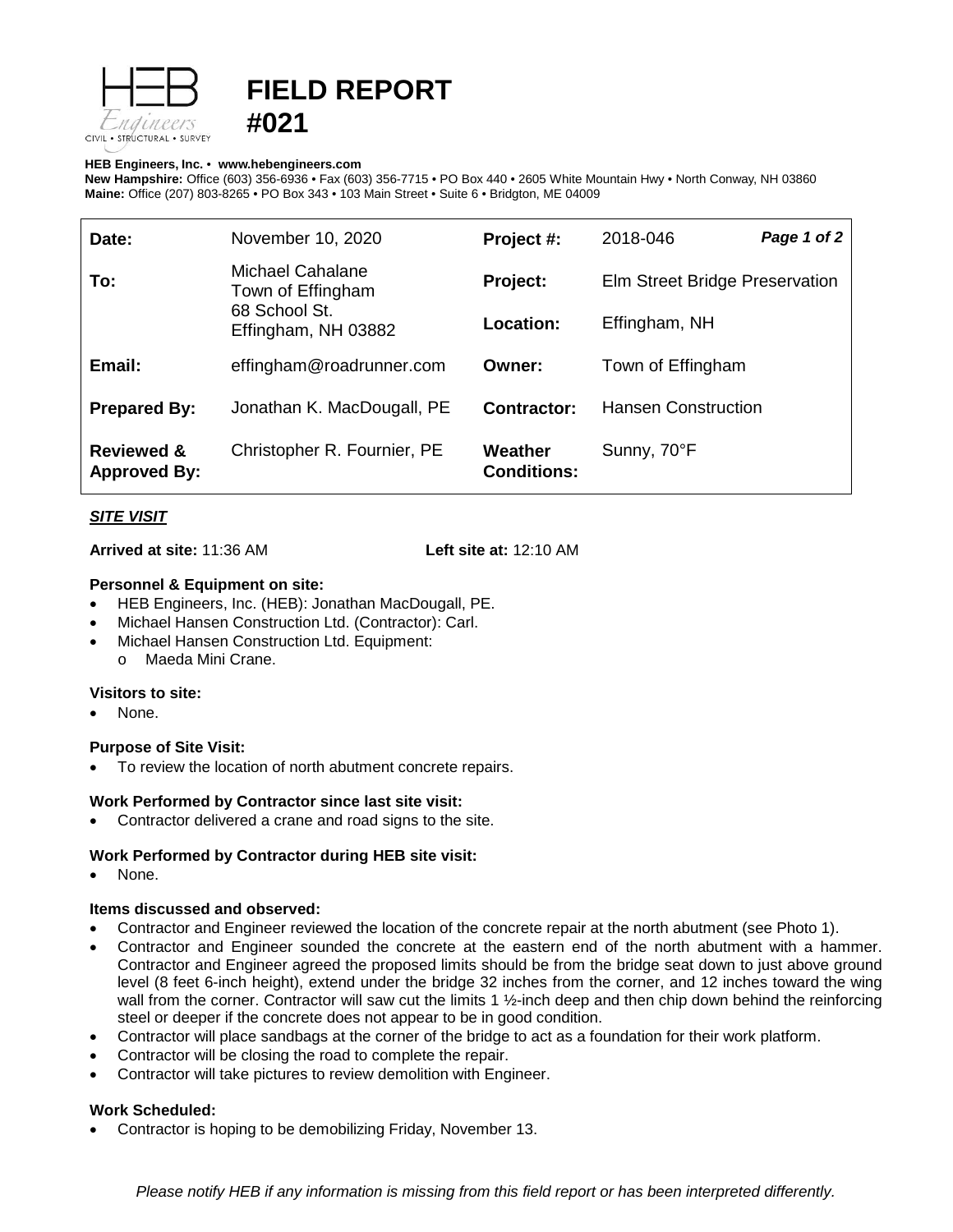# FIELD REPORT #021

**HEB Engineers, Inc.** • **www.hebengineers.com**
**New Hampshire:** Office (603) 356-6936 • Fax (603) 356-7715 • PO Box 440 • 2605 White Mountain Hwy • North Conway, NH 03860
**Maine:** Office (207) 803-8265 • PO Box 343 • 103 Main Street • Suite 6 • Bridgton, ME 04009

| | | | |
|---|---|---|---|
| **Date:** | November 10, 2020 | **Project #:** | 2018-046 |
| **To:** | Michael Cahalane<br>Town of Effingham<br>68 School St.<br>Effingham, NH 03882 | **Project:** | Elm Street Bridge Preservation |
| | | **Location:** | Effingham, NH |
| **Email:** | effingham@roadrunner.com | **Owner:** | Town of Effingham |
| **Prepared By:** | Jonathan K. MacDougall, PE | **Contractor:** | Hansen Construction |
| **Reviewed & Approved By:** | Christopher R. Fournier, PE | **Weather Conditions:** | Sunny, 70°F |

## *SITE VISIT*

**Arrived at site:** 11:36 AM **Left site at:** 12:10 AM

### Personnel & Equipment on site:

- HEB Engineers, Inc. (HEB): Jonathan MacDougall, PE.
- Michael Hansen Construction Ltd. (Contractor): Carl.
- Michael Hansen Construction Ltd. Equipment:
  - o Maeda Mini Crane.

### Visitors to site:

- None.

### Purpose of Site Visit:

- To review the location of north abutment concrete repairs.

### Work Performed by Contractor since last site visit:

- Contractor delivered a crane and road signs to the site.

### Work Performed by Contractor during HEB site visit:

- None.

### Items discussed and observed:

- Contractor and Engineer reviewed the location of the concrete repair at the north abutment (see Photo 1).
- Contractor and Engineer sounded the concrete at the eastern end of the north abutment with a hammer. Contractor and Engineer agreed the proposed limits should be from the bridge seat down to just above ground level (8 feet 6-inch height), extend under the bridge 32 inches from the corner, and 12 inches toward the wing wall from the corner. Contractor will saw cut the limits 1 ½-inch deep and then chip down behind the reinforcing steel or deeper if the concrete does not appear to be in good condition.
- Contractor will place sandbags at the corner of the bridge to act as a foundation for their work platform.
- Contractor will be closing the road to complete the repair.
- Contractor will take pictures to review demolition with Engineer.

### Work Scheduled:

- Contractor is hoping to be demobilizing Friday, November 13.

*Please notify HEB if any information is missing from this field report or has been interpreted differently.*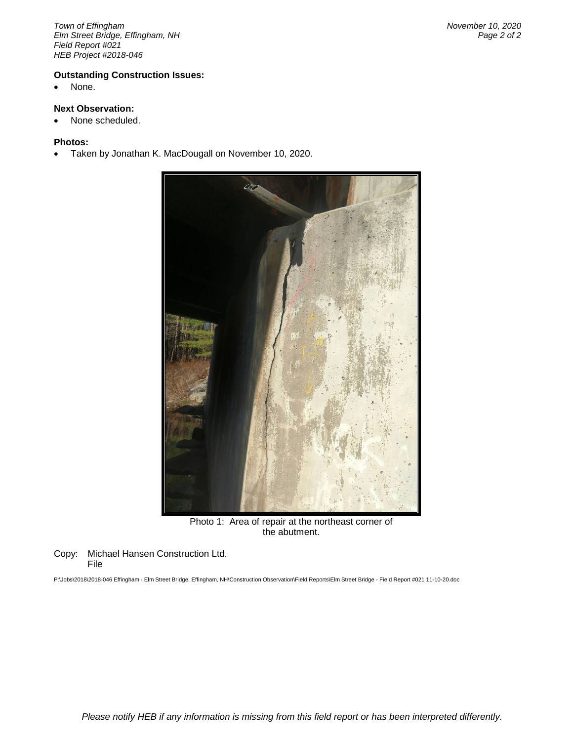**Outstanding Construction Issues:**

- None.

**Next Observation:**

- None scheduled.

**Photos:**

- Taken by Jonathan K. MacDougall on November 10, 2020.

Photo 1: Area of repair at the northeast corner of the abutment.

Copy: Michael Hansen Construction Ltd.
File

P:\Jobs\2018\2018-046 Effingham - Elm Street Bridge, Effingham, NH\Construction Observation\Field Reports\Elm Street Bridge - Field Report #021 11-10-20.doc

*Please notify HEB if any information is missing from this field report or has been interpreted differently.*